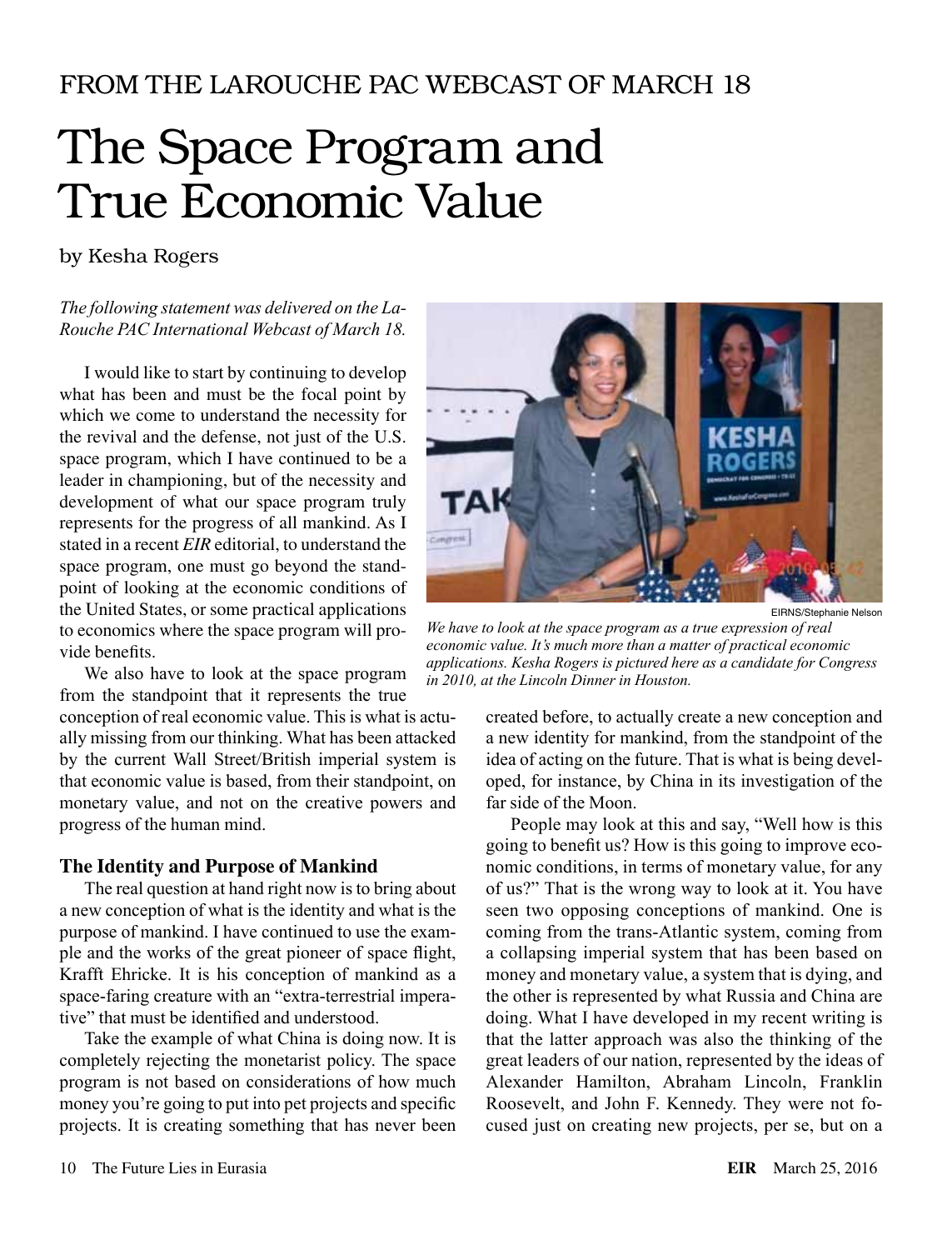FROM THE LAROUCHE PAC WEBCAST OF MARCH 18

# The Space Program and True Economic Value

by Kesha Rogers

*The following statement was delivered on the LaRouche PAC International Webcast of March 18.*

I would like to start by continuing to develop what has been and must be the focal point by which we come to understand the necessity for the revival and the defense, not just of the U.S. space program, which I have continued to be a leader in championing, but of the necessity and development of what our space program truly represents for the progress of all mankind. As I stated in a recent *EIR* editorial, to understand the space program, one must go beyond the standpoint of looking at the economic conditions of the United States, or some practical applications to economics where the space program will provide benefits.

EIRNS/Stephanie Nelson

*We have to look at the space program as a true expression of real economic value. It's much more than a matter of practical economic applications. Kesha Rogers is pictured here as a candidate for Congress in 2010, at the Lincoln Dinner in Houston.*

We also have to look at the space program from the standpoint that it represents the true conception of real economic value. This is what is actually missing from our thinking. What has been attacked by the current Wall Street/British imperial system is that economic value is based, from their standpoint, on monetary value, and not on the creative powers and progress of the human mind.

### The Identity and Purpose of Mankind

The real question at hand right now is to bring about a new conception of what is the identity and what is the purpose of mankind. I have continued to use the example and the works of the great pioneer of space flight, Krafft Ehricke. It is his conception of mankind as a space-faring creature with an "extra-terrestrial imperative" that must be identified and understood.

Take the example of what China is doing now. It is completely rejecting the monetarist policy. The space program is not based on considerations of how much money you're going to put into pet projects and specific projects. It is creating something that has never been created before, to actually create a new conception and a new identity for mankind, from the standpoint of the idea of acting on the future. That is what is being developed, for instance, by China in its investigation of the far side of the Moon.

People may look at this and say, "Well how is this going to benefit us? How is this going to improve economic conditions, in terms of monetary value, for any of us?" That is the wrong way to look at it. You have seen two opposing conceptions of mankind. One is coming from the trans-Atlantic system, coming from a collapsing imperial system that has been based on money and monetary value, a system that is dying, and the other is represented by what Russia and China are doing. What I have developed in my recent writing is that the latter approach was also the thinking of the great leaders of our nation, represented by the ideas of Alexander Hamilton, Abraham Lincoln, Franklin Roosevelt, and John F. Kennedy. They were not focused just on creating new projects, per se, but on a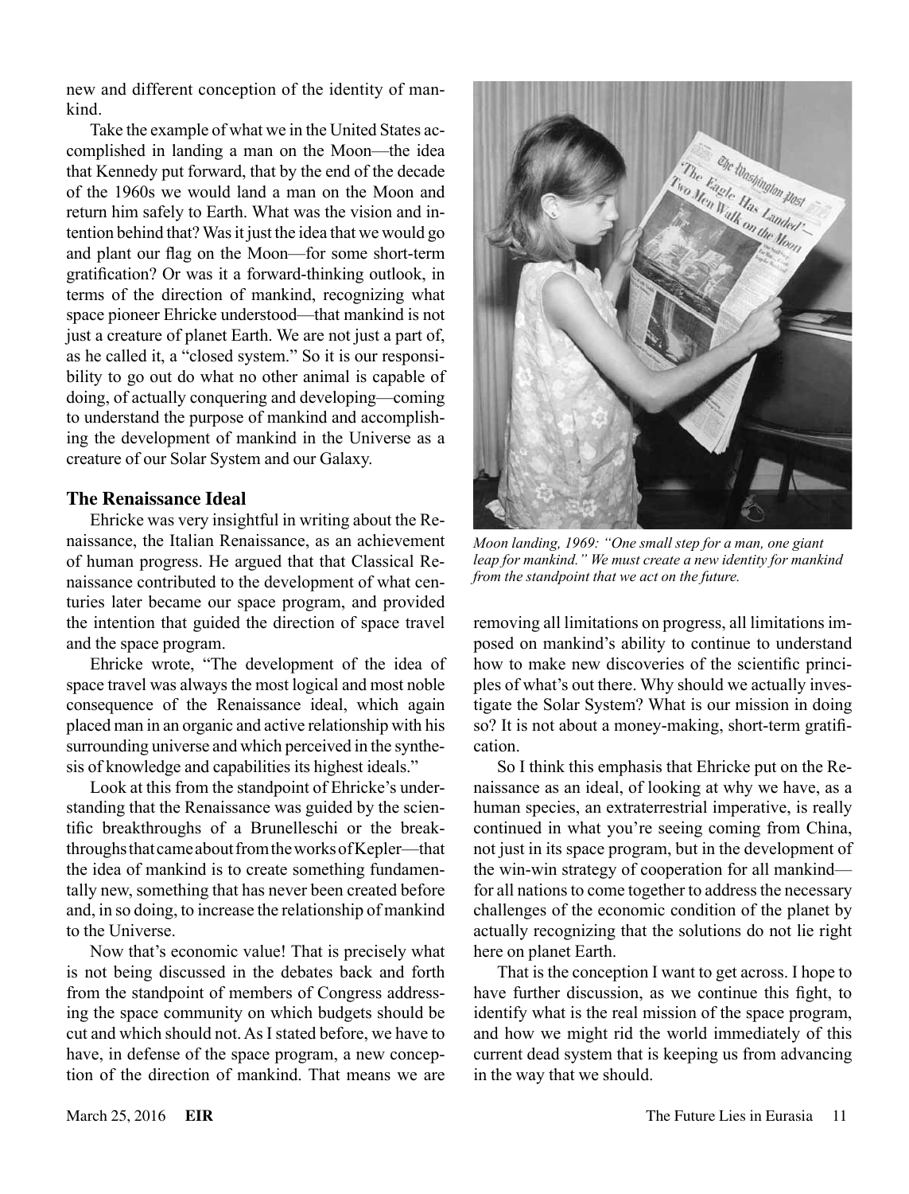new and different conception of the identity of mankind.

Take the example of what we in the United States accomplished in landing a man on the Moon—the idea that Kennedy put forward, that by the end of the decade of the 1960s we would land a man on the Moon and return him safely to Earth. What was the vision and intention behind that? Was it just the idea that we would go and plant our flag on the Moon—for some short-term gratification? Or was it a forward-thinking outlook, in terms of the direction of mankind, recognizing what space pioneer Ehricke understood—that mankind is not just a creature of planet Earth. We are not just a part of, as he called it, a "closed system." So it is our responsibility to go out do what no other animal is capable of doing, of actually conquering and developing—coming to understand the purpose of mankind and accomplishing the development of mankind in the Universe as a creature of our Solar System and our Galaxy.

### The Renaissance Ideal

Ehricke was very insightful in writing about the Renaissance, the Italian Renaissance, as an achievement of human progress. He argued that that Classical Renaissance contributed to the development of what centuries later became our space program, and provided the intention that guided the direction of space travel and the space program.

Ehricke wrote, "The development of the idea of space travel was always the most logical and most noble consequence of the Renaissance ideal, which again placed man in an organic and active relationship with his surrounding universe and which perceived in the synthesis of knowledge and capabilities its highest ideals."

Look at this from the standpoint of Ehricke's understanding that the Renaissance was guided by the scientific breakthroughs of a Brunelleschi or the breakthroughs that came about from the works of Kepler—that the idea of mankind is to create something fundamentally new, something that has never been created before and, in so doing, to increase the relationship of mankind to the Universe.

Now that's economic value! That is precisely what is not being discussed in the debates back and forth from the standpoint of members of Congress addressing the space community on which budgets should be cut and which should not. As I stated before, we have to have, in defense of the space program, a new conception of the direction of mankind. That means we are removing all limitations on progress, all limitations imposed on mankind's ability to continue to understand how to make new discoveries of the scientific principles of what's out there. Why should we actually investigate the Solar System? What is our mission in doing so? It is not about a money-making, short-term gratification.

*Moon landing, 1969: "One small step for a man, one giant leap for mankind." We must create a new identity for mankind from the standpoint that we act on the future.*

So I think this emphasis that Ehricke put on the Renaissance as an ideal, of looking at why we have, as a human species, an extraterrestrial imperative, is really continued in what you're seeing coming from China, not just in its space program, but in the development of the win-win strategy of cooperation for all mankind—for all nations to come together to address the necessary challenges of the economic condition of the planet by actually recognizing that the solutions do not lie right here on planet Earth.

That is the conception I want to get across. I hope to have further discussion, as we continue this fight, to identify what is the real mission of the space program, and how we might rid the world immediately of this current dead system that is keeping us from advancing in the way that we should.